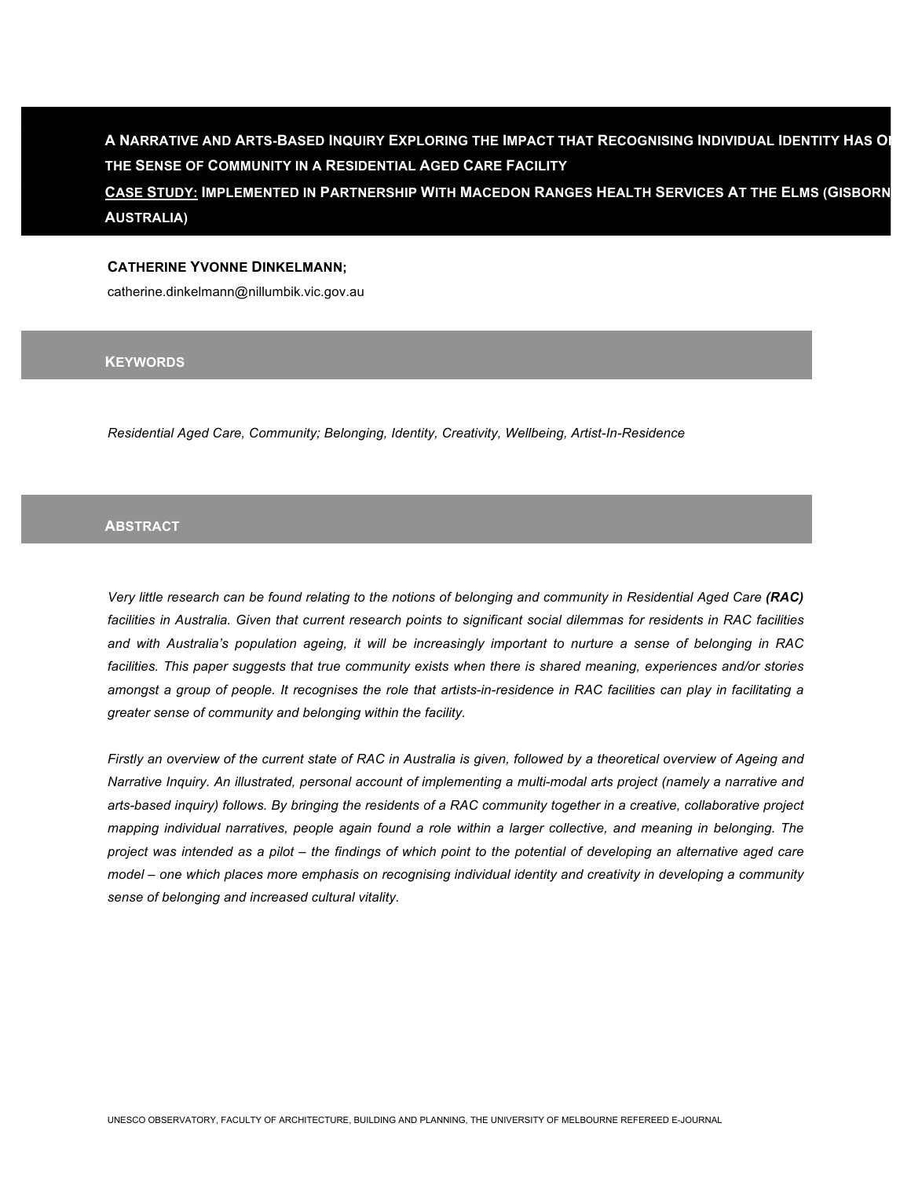# A Narrative and Arts-Based Inquiry Exploring the Impact that Recognising Individual Identity Has On the Sense of Community in a Residential Aged Care Facility

## Case Study: Implemented in Partnership With Macedon Ranges Health Services At the Elms (Gisborne, Australia)

**Catherine Yvonne Dinkelmann;**

catherine.dinkelmann@nillumbik.vic.gov.au

## Keywords

*Residential Aged Care, Community; Belonging, Identity, Creativity, Wellbeing, Artist-In-Residence*

## Abstract

*Very little research can be found relating to the notions of belonging and community in Residential Aged Care **(RAC)** facilities in Australia. Given that current research points to significant social dilemmas for residents in RAC facilities and with Australia's population ageing, it will be increasingly important to nurture a sense of belonging in RAC facilities. This paper suggests that true community exists when there is shared meaning, experiences and/or stories amongst a group of people. It recognises the role that artists-in-residence in RAC facilities can play in facilitating a greater sense of community and belonging within the facility.*

*Firstly an overview of the current state of RAC in Australia is given, followed by a theoretical overview of Ageing and Narrative Inquiry. An illustrated, personal account of implementing a multi-modal arts project (namely a narrative and arts-based inquiry) follows. By bringing the residents of a RAC community together in a creative, collaborative project mapping individual narratives, people again found a role within a larger collective, and meaning in belonging. The project was intended as a pilot – the findings of which point to the potential of developing an alternative aged care model – one which places more emphasis on recognising individual identity and creativity in developing a community sense of belonging and increased cultural vitality.*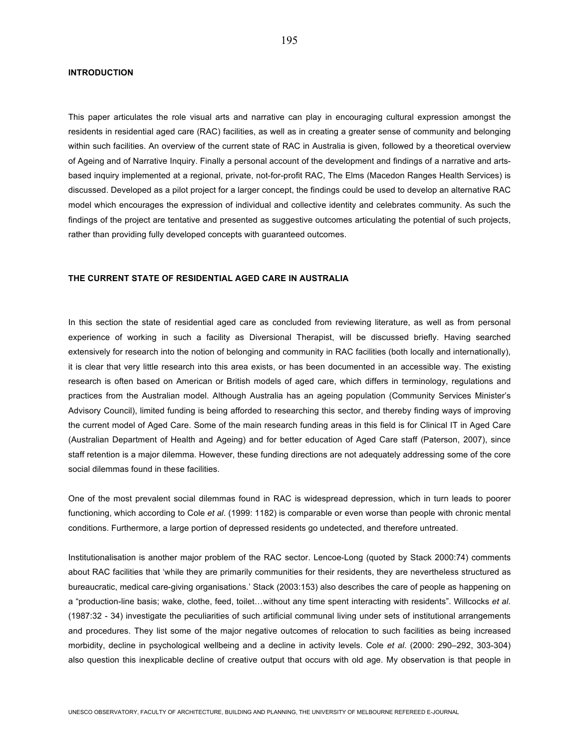## INTRODUCTION

This paper articulates the role visual arts and narrative can play in encouraging cultural expression amongst the residents in residential aged care (RAC) facilities, as well as in creating a greater sense of community and belonging within such facilities. An overview of the current state of RAC in Australia is given, followed by a theoretical overview of Ageing and of Narrative Inquiry. Finally a personal account of the development and findings of a narrative and arts-based inquiry implemented at a regional, private, not-for-profit RAC, The Elms (Macedon Ranges Health Services) is discussed. Developed as a pilot project for a larger concept, the findings could be used to develop an alternative RAC model which encourages the expression of individual and collective identity and celebrates community. As such the findings of the project are tentative and presented as suggestive outcomes articulating the potential of such projects, rather than providing fully developed concepts with guaranteed outcomes.

## THE CURRENT STATE OF RESIDENTIAL AGED CARE IN AUSTRALIA

In this section the state of residential aged care as concluded from reviewing literature, as well as from personal experience of working in such a facility as Diversional Therapist, will be discussed briefly. Having searched extensively for research into the notion of belonging and community in RAC facilities (both locally and internationally), it is clear that very little research into this area exists, or has been documented in an accessible way. The existing research is often based on American or British models of aged care, which differs in terminology, regulations and practices from the Australian model. Although Australia has an ageing population (Community Services Minister's Advisory Council), limited funding is being afforded to researching this sector, and thereby finding ways of improving the current model of Aged Care. Some of the main research funding areas in this field is for Clinical IT in Aged Care (Australian Department of Health and Ageing) and for better education of Aged Care staff (Paterson, 2007), since staff retention is a major dilemma. However, these funding directions are not adequately addressing some of the core social dilemmas found in these facilities.

One of the most prevalent social dilemmas found in RAC is widespread depression, which in turn leads to poorer functioning, which according to Cole *et al*. (1999: 1182) is comparable or even worse than people with chronic mental conditions. Furthermore, a large portion of depressed residents go undetected, and therefore untreated.

Institutionalisation is another major problem of the RAC sector. Lencoe-Long (quoted by Stack 2000:74) comments about RAC facilities that 'while they are primarily communities for their residents, they are nevertheless structured as bureaucratic, medical care-giving organisations.' Stack (2003:153) also describes the care of people as happening on a "production-line basis; wake, clothe, feed, toilet…without any time spent interacting with residents". Willcocks *et al*. (1987:32 - 34) investigate the peculiarities of such artificial communal living under sets of institutional arrangements and procedures. They list some of the major negative outcomes of relocation to such facilities as being increased morbidity, decline in psychological wellbeing and a decline in activity levels. Cole *et al*. (2000: 290–292, 303-304) also question this inexplicable decline of creative output that occurs with old age. My observation is that people in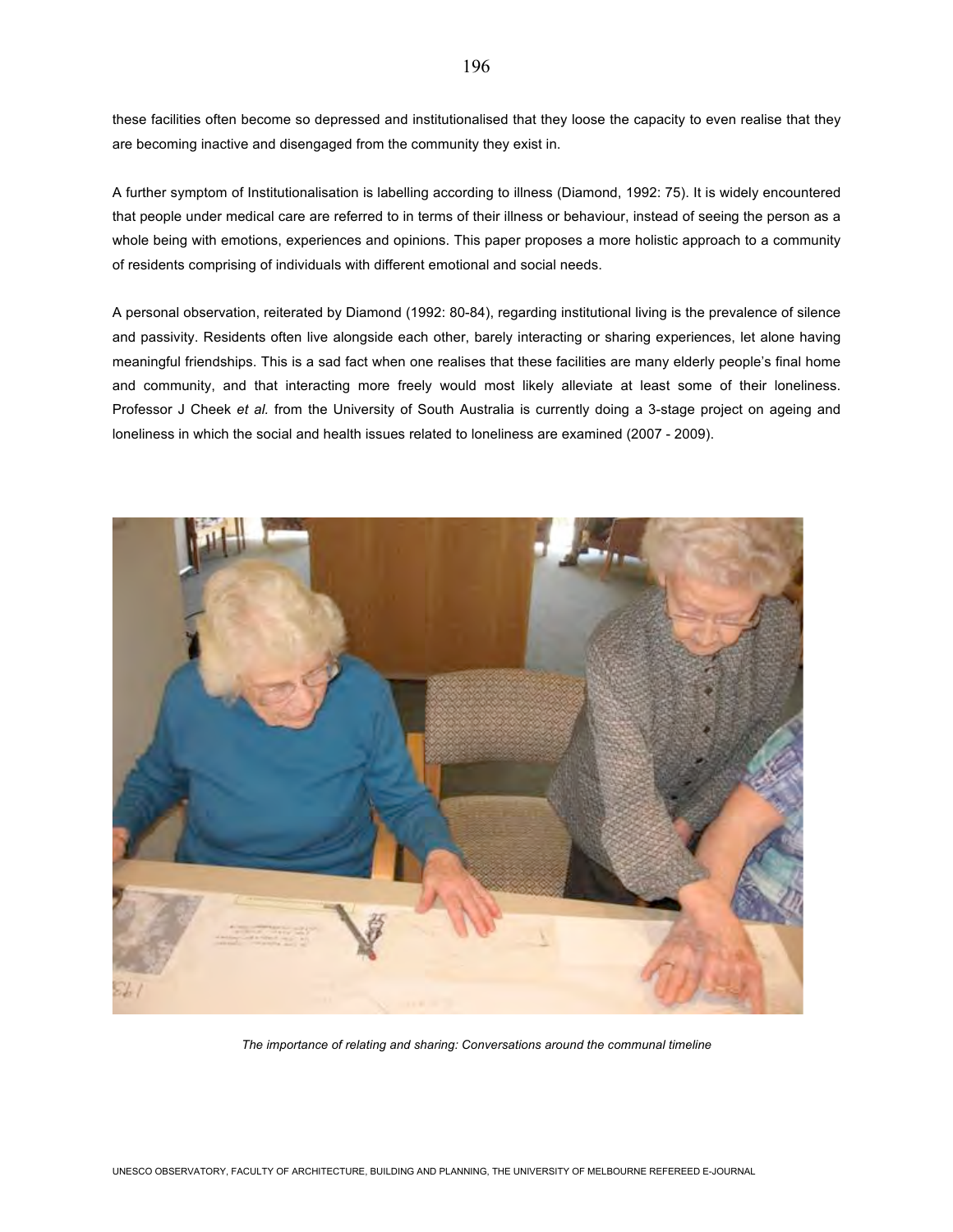these facilities often become so depressed and institutionalised that they loose the capacity to even realise that they are becoming inactive and disengaged from the community they exist in.

A further symptom of Institutionalisation is labelling according to illness (Diamond, 1992: 75). It is widely encountered that people under medical care are referred to in terms of their illness or behaviour, instead of seeing the person as a whole being with emotions, experiences and opinions. This paper proposes a more holistic approach to a community of residents comprising of individuals with different emotional and social needs.

A personal observation, reiterated by Diamond (1992: 80-84), regarding institutional living is the prevalence of silence and passivity. Residents often live alongside each other, barely interacting or sharing experiences, let alone having meaningful friendships. This is a sad fact when one realises that these facilities are many elderly people's final home and community, and that interacting more freely would most likely alleviate at least some of their loneliness. Professor J Cheek *et al.* from the University of South Australia is currently doing a 3-stage project on ageing and loneliness in which the social and health issues related to loneliness are examined (2007 - 2009).

*The importance of relating and sharing: Conversations around the communal timeline*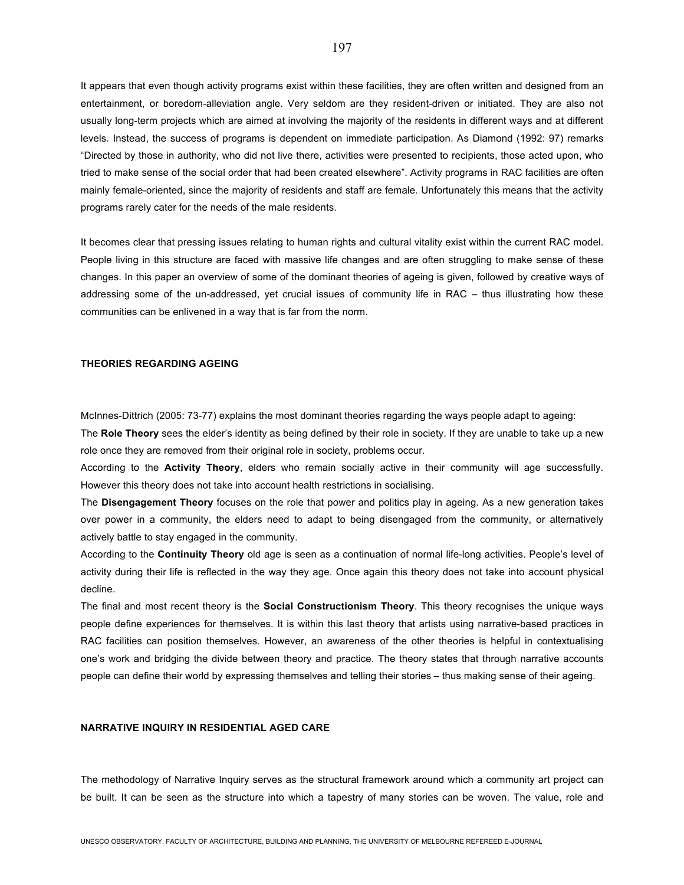It appears that even though activity programs exist within these facilities, they are often written and designed from an entertainment, or boredom-alleviation angle. Very seldom are they resident-driven or initiated. They are also not usually long-term projects which are aimed at involving the majority of the residents in different ways and at different levels. Instead, the success of programs is dependent on immediate participation. As Diamond (1992: 97) remarks "Directed by those in authority, who did not live there, activities were presented to recipients, those acted upon, who tried to make sense of the social order that had been created elsewhere". Activity programs in RAC facilities are often mainly female-oriented, since the majority of residents and staff are female. Unfortunately this means that the activity programs rarely cater for the needs of the male residents.

It becomes clear that pressing issues relating to human rights and cultural vitality exist within the current RAC model. People living in this structure are faced with massive life changes and are often struggling to make sense of these changes. In this paper an overview of some of the dominant theories of ageing is given, followed by creative ways of addressing some of the un-addressed, yet crucial issues of community life in RAC – thus illustrating how these communities can be enlivened in a way that is far from the norm.

## THEORIES REGARDING AGEING

McInnes-Dittrich (2005: 73-77) explains the most dominant theories regarding the ways people adapt to ageing:

The **Role Theory** sees the elder's identity as being defined by their role in society. If they are unable to take up a new role once they are removed from their original role in society, problems occur.

According to the **Activity Theory**, elders who remain socially active in their community will age successfully. However this theory does not take into account health restrictions in socialising.

The **Disengagement Theory** focuses on the role that power and politics play in ageing. As a new generation takes over power in a community, the elders need to adapt to being disengaged from the community, or alternatively actively battle to stay engaged in the community.

According to the **Continuity Theory** old age is seen as a continuation of normal life-long activities. People's level of activity during their life is reflected in the way they age. Once again this theory does not take into account physical decline.

The final and most recent theory is the **Social Constructionism Theory**. This theory recognises the unique ways people define experiences for themselves. It is within this last theory that artists using narrative-based practices in RAC facilities can position themselves. However, an awareness of the other theories is helpful in contextualising one's work and bridging the divide between theory and practice. The theory states that through narrative accounts people can define their world by expressing themselves and telling their stories – thus making sense of their ageing.

## NARRATIVE INQUIRY IN RESIDENTIAL AGED CARE

The methodology of Narrative Inquiry serves as the structural framework around which a community art project can be built. It can be seen as the structure into which a tapestry of many stories can be woven. The value, role and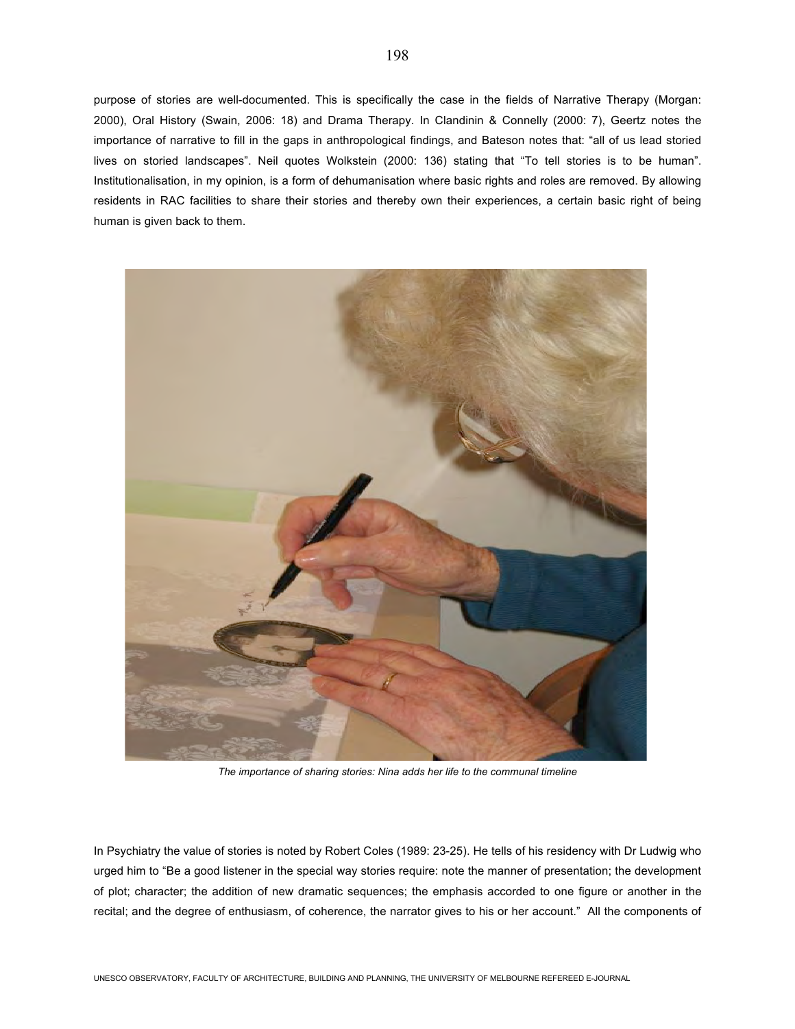purpose of stories are well-documented. This is specifically the case in the fields of Narrative Therapy (Morgan: 2000), Oral History (Swain, 2006: 18) and Drama Therapy. In Clandinin & Connelly (2000: 7), Geertz notes the importance of narrative to fill in the gaps in anthropological findings, and Bateson notes that: "all of us lead storied lives on storied landscapes". Neil quotes Wolkstein (2000: 136) stating that "To tell stories is to be human". Institutionalisation, in my opinion, is a form of dehumanisation where basic rights and roles are removed. By allowing residents in RAC facilities to share their stories and thereby own their experiences, a certain basic right of being human is given back to them.

*The importance of sharing stories: Nina adds her life to the communal timeline*

In Psychiatry the value of stories is noted by Robert Coles (1989: 23-25). He tells of his residency with Dr Ludwig who urged him to "Be a good listener in the special way stories require: note the manner of presentation; the development of plot; character; the addition of new dramatic sequences; the emphasis accorded to one figure or another in the recital; and the degree of enthusiasm, of coherence, the narrator gives to his or her account." All the components of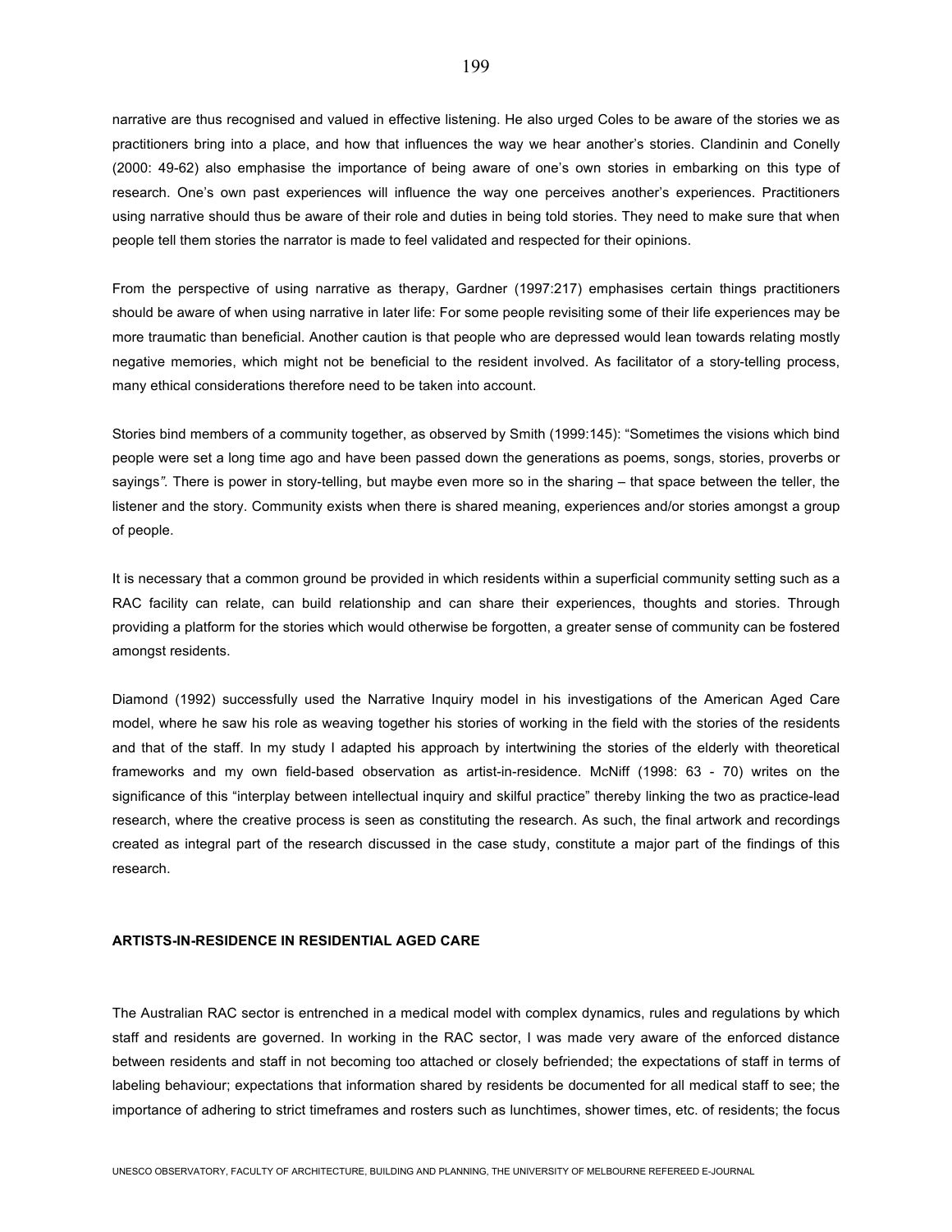narrative are thus recognised and valued in effective listening. He also urged Coles to be aware of the stories we as practitioners bring into a place, and how that influences the way we hear another's stories. Clandinin and Conelly (2000: 49-62) also emphasise the importance of being aware of one's own stories in embarking on this type of research. One's own past experiences will influence the way one perceives another's experiences. Practitioners using narrative should thus be aware of their role and duties in being told stories. They need to make sure that when people tell them stories the narrator is made to feel validated and respected for their opinions.

From the perspective of using narrative as therapy, Gardner (1997:217) emphasises certain things practitioners should be aware of when using narrative in later life: For some people revisiting some of their life experiences may be more traumatic than beneficial. Another caution is that people who are depressed would lean towards relating mostly negative memories, which might not be beneficial to the resident involved. As facilitator of a story-telling process, many ethical considerations therefore need to be taken into account.

Stories bind members of a community together, as observed by Smith (1999:145): "Sometimes the visions which bind people were set a long time ago and have been passed down the generations as poems, songs, stories, proverbs or sayings*".* There is power in story-telling, but maybe even more so in the sharing – that space between the teller, the listener and the story. Community exists when there is shared meaning, experiences and/or stories amongst a group of people.

It is necessary that a common ground be provided in which residents within a superficial community setting such as a RAC facility can relate, can build relationship and can share their experiences, thoughts and stories. Through providing a platform for the stories which would otherwise be forgotten, a greater sense of community can be fostered amongst residents.

Diamond (1992) successfully used the Narrative Inquiry model in his investigations of the American Aged Care model, where he saw his role as weaving together his stories of working in the field with the stories of the residents and that of the staff. In my study I adapted his approach by intertwining the stories of the elderly with theoretical frameworks and my own field-based observation as artist-in-residence. McNiff (1998: 63 - 70) writes on the significance of this "interplay between intellectual inquiry and skilful practice" thereby linking the two as practice-lead research, where the creative process is seen as constituting the research. As such, the final artwork and recordings created as integral part of the research discussed in the case study, constitute a major part of the findings of this research.

## ARTISTS-IN-RESIDENCE IN RESIDENTIAL AGED CARE

The Australian RAC sector is entrenched in a medical model with complex dynamics, rules and regulations by which staff and residents are governed. In working in the RAC sector, I was made very aware of the enforced distance between residents and staff in not becoming too attached or closely befriended; the expectations of staff in terms of labeling behaviour; expectations that information shared by residents be documented for all medical staff to see; the importance of adhering to strict timeframes and rosters such as lunchtimes, shower times, etc. of residents; the focus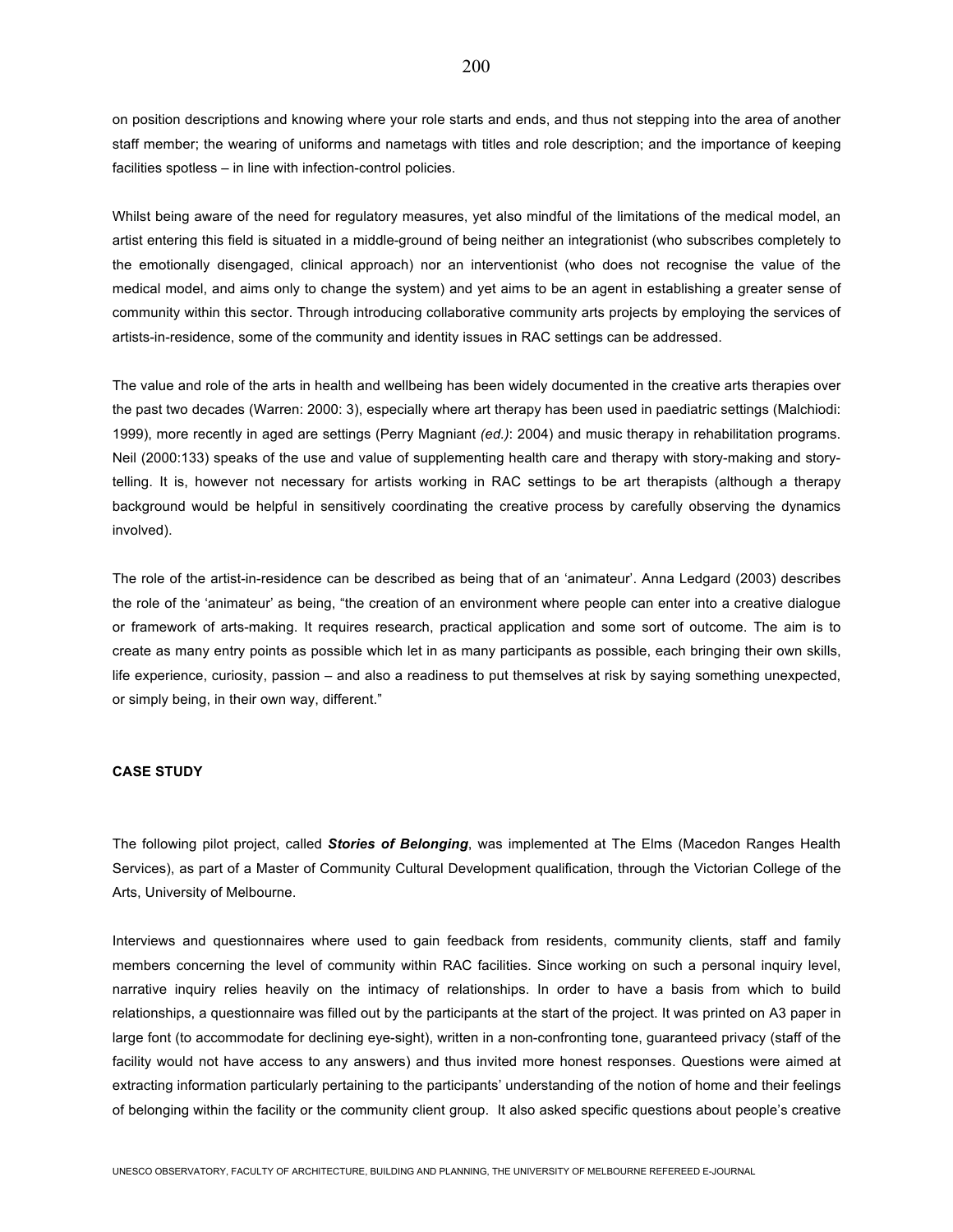on position descriptions and knowing where your role starts and ends, and thus not stepping into the area of another staff member; the wearing of uniforms and nametags with titles and role description; and the importance of keeping facilities spotless – in line with infection-control policies.

Whilst being aware of the need for regulatory measures, yet also mindful of the limitations of the medical model, an artist entering this field is situated in a middle-ground of being neither an integrationist (who subscribes completely to the emotionally disengaged, clinical approach) nor an interventionist (who does not recognise the value of the medical model, and aims only to change the system) and yet aims to be an agent in establishing a greater sense of community within this sector. Through introducing collaborative community arts projects by employing the services of artists-in-residence, some of the community and identity issues in RAC settings can be addressed.

The value and role of the arts in health and wellbeing has been widely documented in the creative arts therapies over the past two decades (Warren: 2000: 3), especially where art therapy has been used in paediatric settings (Malchiodi: 1999), more recently in aged are settings (Perry Magniant *(ed.)*: 2004) and music therapy in rehabilitation programs. Neil (2000:133) speaks of the use and value of supplementing health care and therapy with story-making and story-telling. It is, however not necessary for artists working in RAC settings to be art therapists (although a therapy background would be helpful in sensitively coordinating the creative process by carefully observing the dynamics involved).

The role of the artist-in-residence can be described as being that of an 'animateur'. Anna Ledgard (2003) describes the role of the 'animateur' as being, "the creation of an environment where people can enter into a creative dialogue or framework of arts-making. It requires research, practical application and some sort of outcome. The aim is to create as many entry points as possible which let in as many participants as possible, each bringing their own skills, life experience, curiosity, passion – and also a readiness to put themselves at risk by saying something unexpected, or simply being, in their own way, different."

**CASE STUDY**

The following pilot project, called ***Stories of Belonging***, was implemented at The Elms (Macedon Ranges Health Services), as part of a Master of Community Cultural Development qualification, through the Victorian College of the Arts, University of Melbourne.

Interviews and questionnaires where used to gain feedback from residents, community clients, staff and family members concerning the level of community within RAC facilities. Since working on such a personal inquiry level, narrative inquiry relies heavily on the intimacy of relationships. In order to have a basis from which to build relationships, a questionnaire was filled out by the participants at the start of the project. It was printed on A3 paper in large font (to accommodate for declining eye-sight), written in a non-confronting tone, guaranteed privacy (staff of the facility would not have access to any answers) and thus invited more honest responses. Questions were aimed at extracting information particularly pertaining to the participants' understanding of the notion of home and their feelings of belonging within the facility or the community client group. It also asked specific questions about people's creative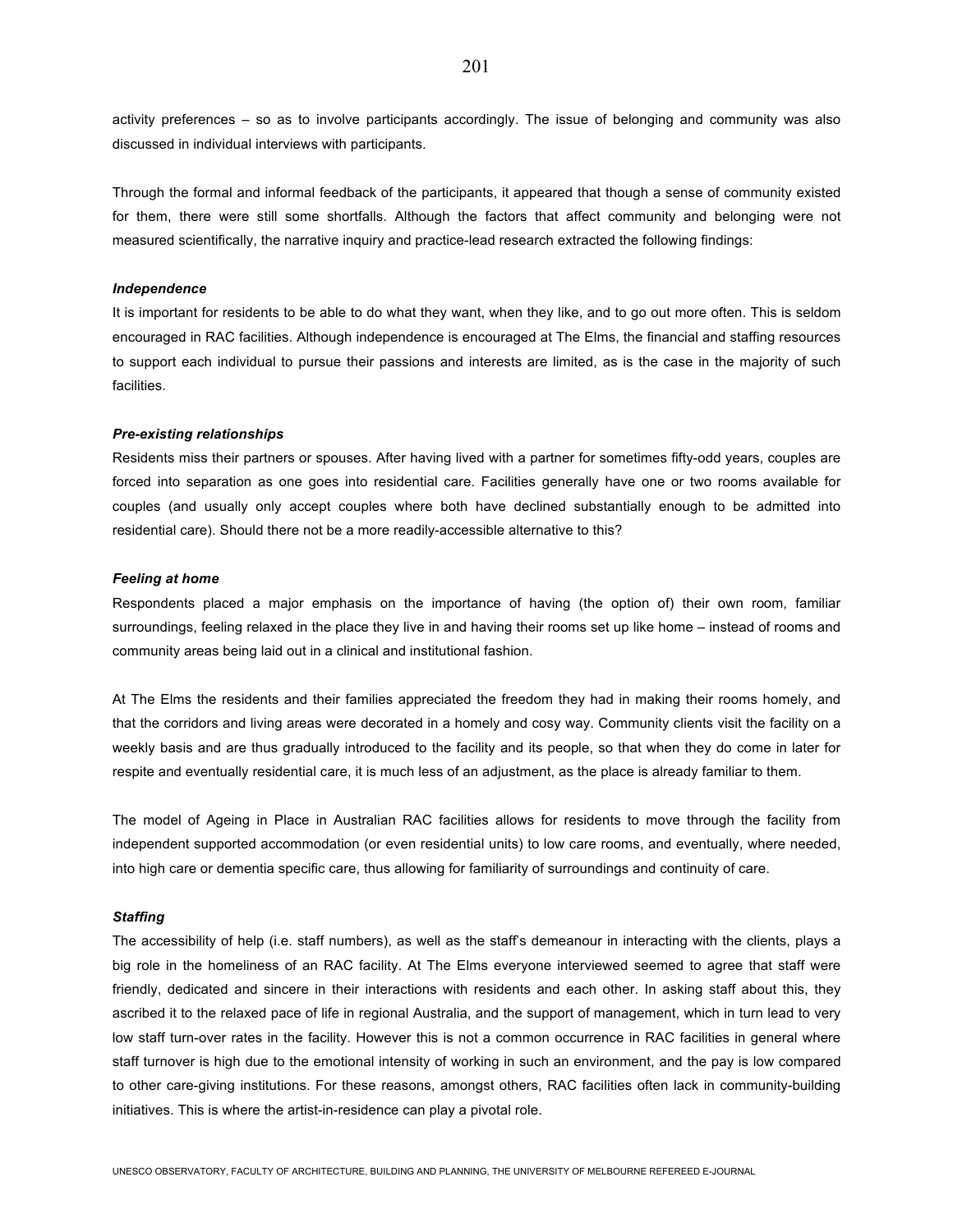activity preferences – so as to involve participants accordingly. The issue of belonging and community was also discussed in individual interviews with participants.

Through the formal and informal feedback of the participants, it appeared that though a sense of community existed for them, there were still some shortfalls. Although the factors that affect community and belonging were not measured scientifically, the narrative inquiry and practice-lead research extracted the following findings:

***Independence***

It is important for residents to be able to do what they want, when they like, and to go out more often. This is seldom encouraged in RAC facilities. Although independence is encouraged at The Elms, the financial and staffing resources to support each individual to pursue their passions and interests are limited, as is the case in the majority of such facilities.

***Pre-existing relationships***

Residents miss their partners or spouses. After having lived with a partner for sometimes fifty-odd years, couples are forced into separation as one goes into residential care. Facilities generally have one or two rooms available for couples (and usually only accept couples where both have declined substantially enough to be admitted into residential care). Should there not be a more readily-accessible alternative to this?

***Feeling at home***

Respondents placed a major emphasis on the importance of having (the option of) their own room, familiar surroundings, feeling relaxed in the place they live in and having their rooms set up like home – instead of rooms and community areas being laid out in a clinical and institutional fashion.

At The Elms the residents and their families appreciated the freedom they had in making their rooms homely, and that the corridors and living areas were decorated in a homely and cosy way. Community clients visit the facility on a weekly basis and are thus gradually introduced to the facility and its people, so that when they do come in later for respite and eventually residential care, it is much less of an adjustment, as the place is already familiar to them.

The model of Ageing in Place in Australian RAC facilities allows for residents to move through the facility from independent supported accommodation (or even residential units) to low care rooms, and eventually, where needed, into high care or dementia specific care, thus allowing for familiarity of surroundings and continuity of care.

***Staffing***

The accessibility of help (i.e. staff numbers), as well as the staff's demeanour in interacting with the clients, plays a big role in the homeliness of an RAC facility. At The Elms everyone interviewed seemed to agree that staff were friendly, dedicated and sincere in their interactions with residents and each other. In asking staff about this, they ascribed it to the relaxed pace of life in regional Australia, and the support of management, which in turn lead to very low staff turn-over rates in the facility. However this is not a common occurrence in RAC facilities in general where staff turnover is high due to the emotional intensity of working in such an environment, and the pay is low compared to other care-giving institutions. For these reasons, amongst others, RAC facilities often lack in community-building initiatives. This is where the artist-in-residence can play a pivotal role.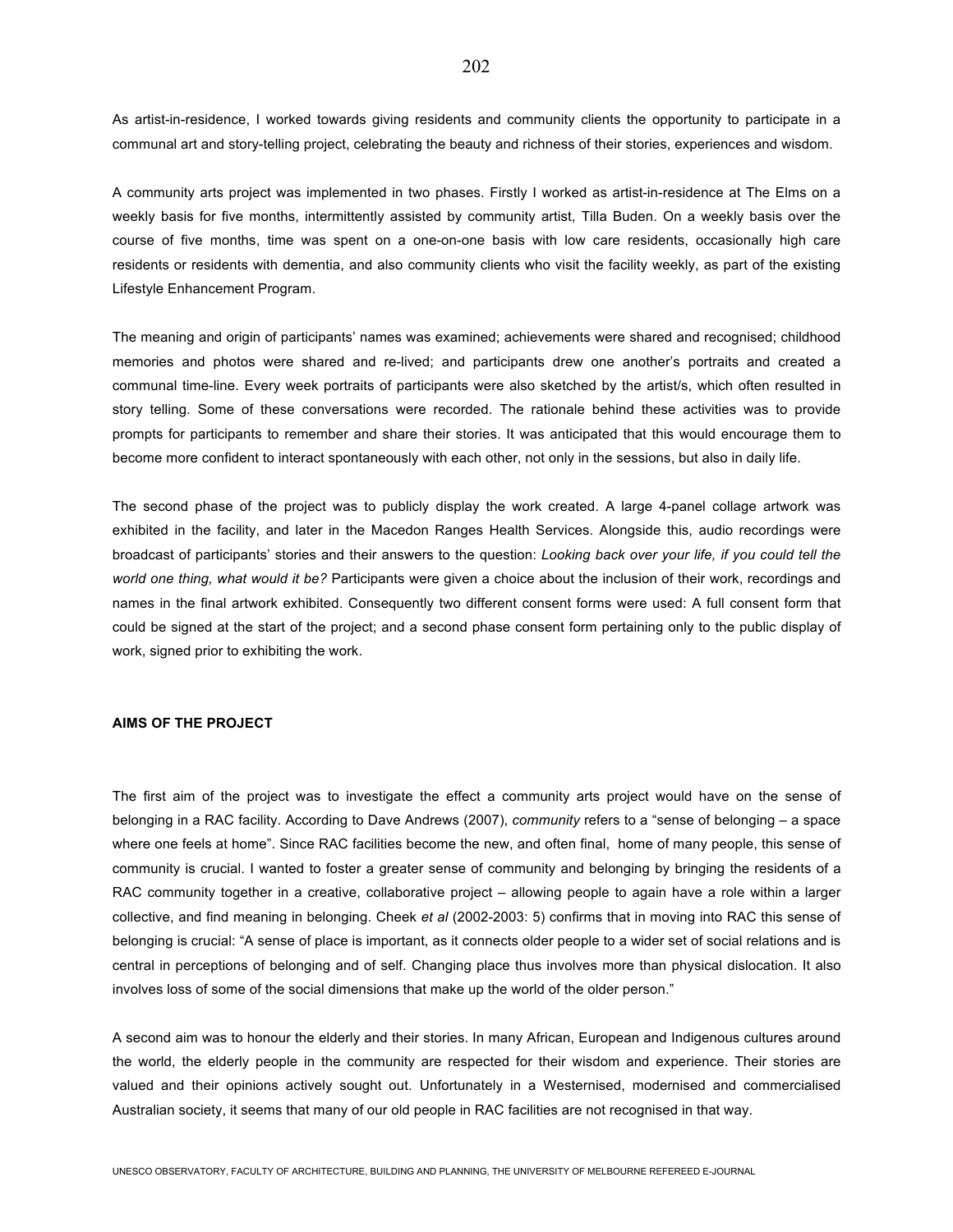As artist-in-residence, I worked towards giving residents and community clients the opportunity to participate in a communal art and story-telling project, celebrating the beauty and richness of their stories, experiences and wisdom.

A community arts project was implemented in two phases. Firstly I worked as artist-in-residence at The Elms on a weekly basis for five months, intermittently assisted by community artist, Tilla Buden. On a weekly basis over the course of five months, time was spent on a one-on-one basis with low care residents, occasionally high care residents or residents with dementia, and also community clients who visit the facility weekly, as part of the existing Lifestyle Enhancement Program.

The meaning and origin of participants' names was examined; achievements were shared and recognised; childhood memories and photos were shared and re-lived; and participants drew one another's portraits and created a communal time-line. Every week portraits of participants were also sketched by the artist/s, which often resulted in story telling. Some of these conversations were recorded. The rationale behind these activities was to provide prompts for participants to remember and share their stories. It was anticipated that this would encourage them to become more confident to interact spontaneously with each other, not only in the sessions, but also in daily life.

The second phase of the project was to publicly display the work created. A large 4-panel collage artwork was exhibited in the facility, and later in the Macedon Ranges Health Services. Alongside this, audio recordings were broadcast of participants' stories and their answers to the question: *Looking back over your life, if you could tell the world one thing, what would it be?* Participants were given a choice about the inclusion of their work, recordings and names in the final artwork exhibited. Consequently two different consent forms were used: A full consent form that could be signed at the start of the project; and a second phase consent form pertaining only to the public display of work, signed prior to exhibiting the work.

## AIMS OF THE PROJECT

The first aim of the project was to investigate the effect a community arts project would have on the sense of belonging in a RAC facility. According to Dave Andrews (2007), *community* refers to a "sense of belonging – a space where one feels at home". Since RAC facilities become the new, and often final, home of many people, this sense of community is crucial. I wanted to foster a greater sense of community and belonging by bringing the residents of a RAC community together in a creative, collaborative project – allowing people to again have a role within a larger collective, and find meaning in belonging. Cheek *et al* (2002-2003: 5) confirms that in moving into RAC this sense of belonging is crucial: "A sense of place is important, as it connects older people to a wider set of social relations and is central in perceptions of belonging and of self. Changing place thus involves more than physical dislocation. It also involves loss of some of the social dimensions that make up the world of the older person."

A second aim was to honour the elderly and their stories. In many African, European and Indigenous cultures around the world, the elderly people in the community are respected for their wisdom and experience. Their stories are valued and their opinions actively sought out. Unfortunately in a Westernised, modernised and commercialised Australian society, it seems that many of our old people in RAC facilities are not recognised in that way.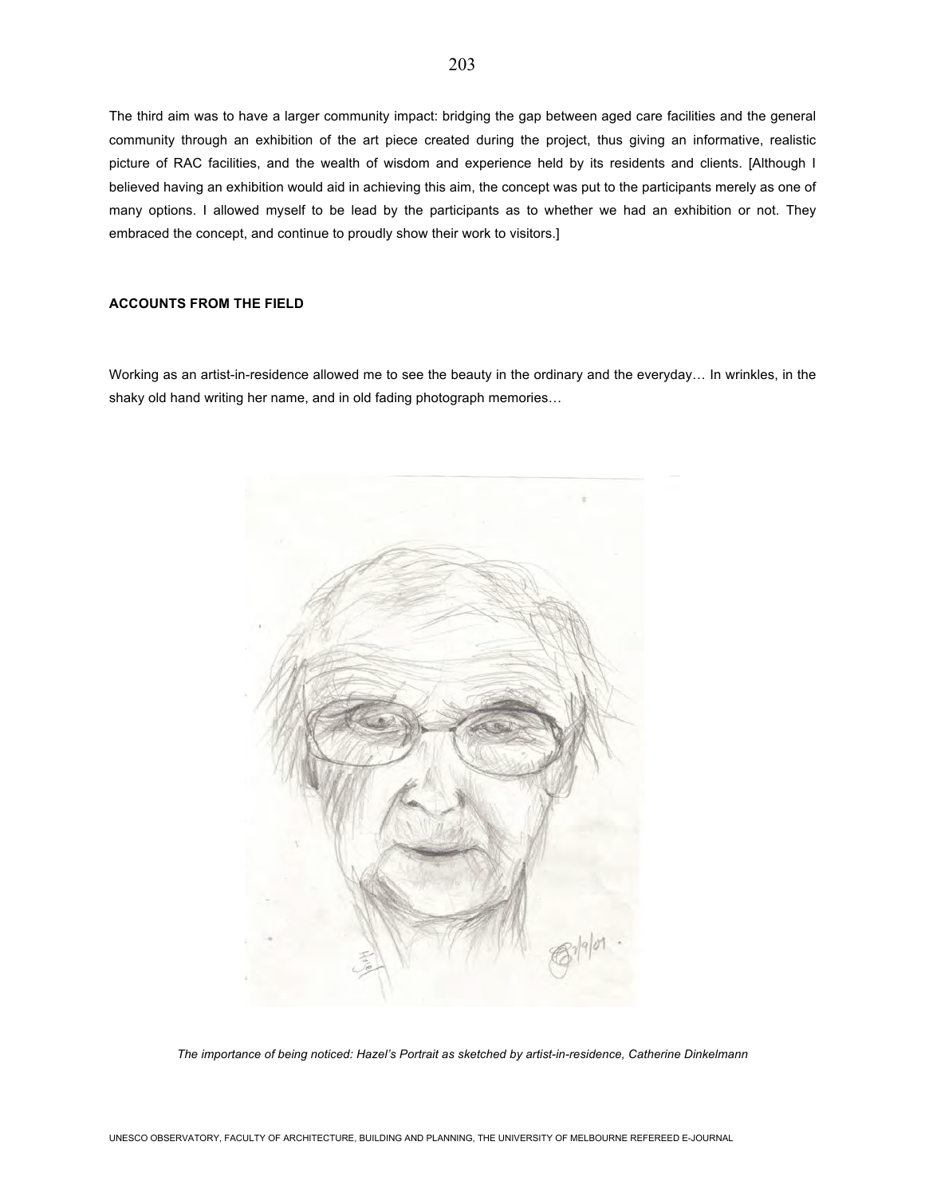The third aim was to have a larger community impact: bridging the gap between aged care facilities and the general community through an exhibition of the art piece created during the project, thus giving an informative, realistic picture of RAC facilities, and the wealth of wisdom and experience held by its residents and clients. [Although I believed having an exhibition would aid in achieving this aim, the concept was put to the participants merely as one of many options. I allowed myself to be lead by the participants as to whether we had an exhibition or not. They embraced the concept, and continue to proudly show their work to visitors.]

## ACCOUNTS FROM THE FIELD

Working as an artist-in-residence allowed me to see the beauty in the ordinary and the everyday… In wrinkles, in the shaky old hand writing her name, and in old fading photograph memories…

*The importance of being noticed: Hazel's Portrait as sketched by artist-in-residence, Catherine Dinkelmann*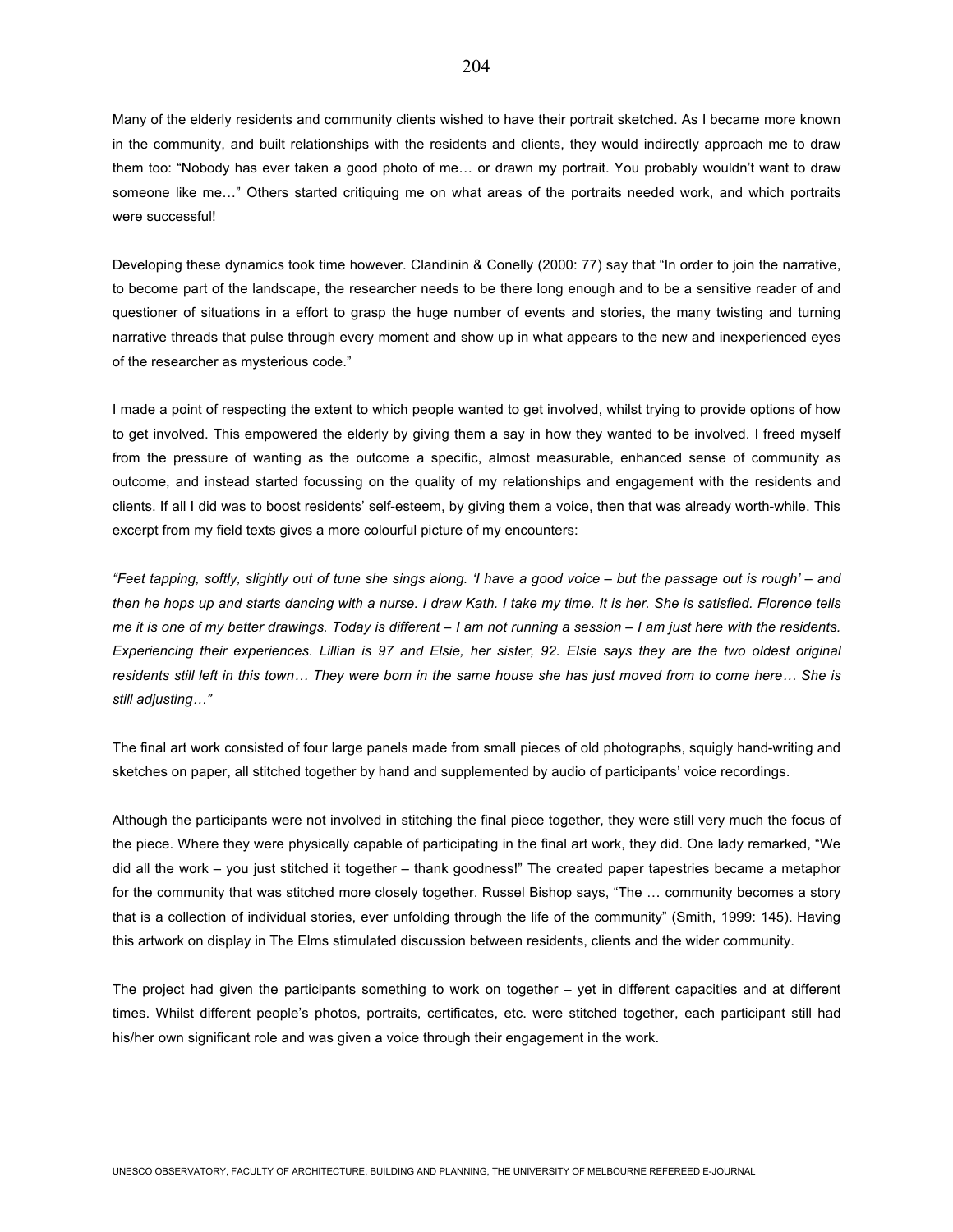Many of the elderly residents and community clients wished to have their portrait sketched. As I became more known in the community, and built relationships with the residents and clients, they would indirectly approach me to draw them too: "Nobody has ever taken a good photo of me… or drawn my portrait. You probably wouldn't want to draw someone like me…" Others started critiquing me on what areas of the portraits needed work, and which portraits were successful!

Developing these dynamics took time however. Clandinin & Conelly (2000: 77) say that "In order to join the narrative, to become part of the landscape, the researcher needs to be there long enough and to be a sensitive reader of and questioner of situations in a effort to grasp the huge number of events and stories, the many twisting and turning narrative threads that pulse through every moment and show up in what appears to the new and inexperienced eyes of the researcher as mysterious code."

I made a point of respecting the extent to which people wanted to get involved, whilst trying to provide options of how to get involved. This empowered the elderly by giving them a say in how they wanted to be involved. I freed myself from the pressure of wanting as the outcome a specific, almost measurable, enhanced sense of community as outcome, and instead started focussing on the quality of my relationships and engagement with the residents and clients. If all I did was to boost residents' self-esteem, by giving them a voice, then that was already worth-while. This excerpt from my field texts gives a more colourful picture of my encounters:

*"Feet tapping, softly, slightly out of tune she sings along. 'I have a good voice – but the passage out is rough' – and then he hops up and starts dancing with a nurse. I draw Kath. I take my time. It is her. She is satisfied. Florence tells me it is one of my better drawings. Today is different – I am not running a session – I am just here with the residents. Experiencing their experiences. Lillian is 97 and Elsie, her sister, 92. Elsie says they are the two oldest original residents still left in this town… They were born in the same house she has just moved from to come here… She is still adjusting…"*

The final art work consisted of four large panels made from small pieces of old photographs, squigly hand-writing and sketches on paper, all stitched together by hand and supplemented by audio of participants' voice recordings.

Although the participants were not involved in stitching the final piece together, they were still very much the focus of the piece. Where they were physically capable of participating in the final art work, they did. One lady remarked, "We did all the work – you just stitched it together – thank goodness!" The created paper tapestries became a metaphor for the community that was stitched more closely together. Russel Bishop says, "The … community becomes a story that is a collection of individual stories, ever unfolding through the life of the community" (Smith, 1999: 145). Having this artwork on display in The Elms stimulated discussion between residents, clients and the wider community.

The project had given the participants something to work on together – yet in different capacities and at different times. Whilst different people's photos, portraits, certificates, etc. were stitched together, each participant still had his/her own significant role and was given a voice through their engagement in the work.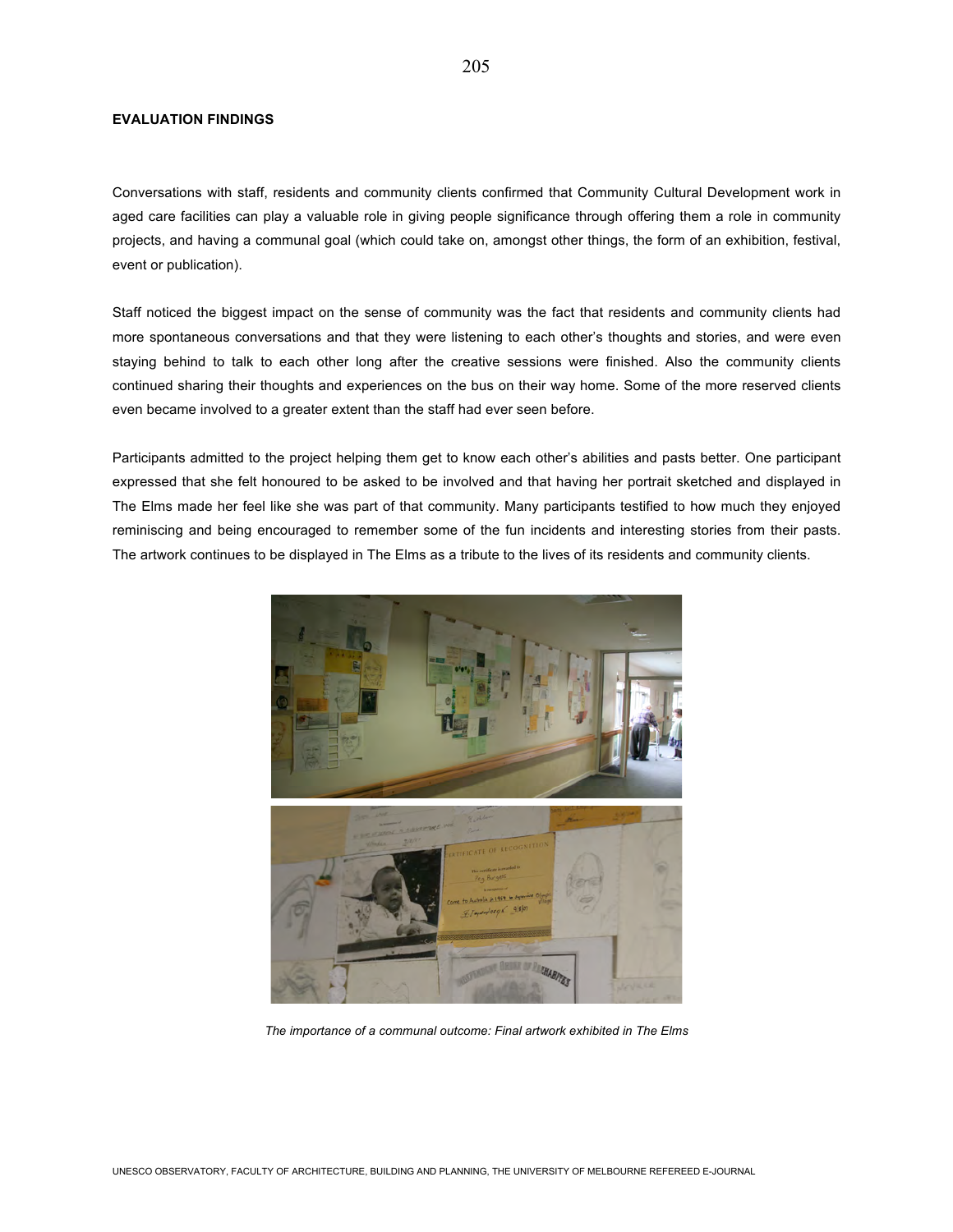**EVALUATION FINDINGS**

Conversations with staff, residents and community clients confirmed that Community Cultural Development work in aged care facilities can play a valuable role in giving people significance through offering them a role in community projects, and having a communal goal (which could take on, amongst other things, the form of an exhibition, festival, event or publication).

Staff noticed the biggest impact on the sense of community was the fact that residents and community clients had more spontaneous conversations and that they were listening to each other's thoughts and stories, and were even staying behind to talk to each other long after the creative sessions were finished. Also the community clients continued sharing their thoughts and experiences on the bus on their way home. Some of the more reserved clients even became involved to a greater extent than the staff had ever seen before.

Participants admitted to the project helping them get to know each other's abilities and pasts better. One participant expressed that she felt honoured to be asked to be involved and that having her portrait sketched and displayed in The Elms made her feel like she was part of that community. Many participants testified to how much they enjoyed reminiscing and being encouraged to remember some of the fun incidents and interesting stories from their pasts. The artwork continues to be displayed in The Elms as a tribute to the lives of its residents and community clients.

*The importance of a communal outcome: Final artwork exhibited in The Elms*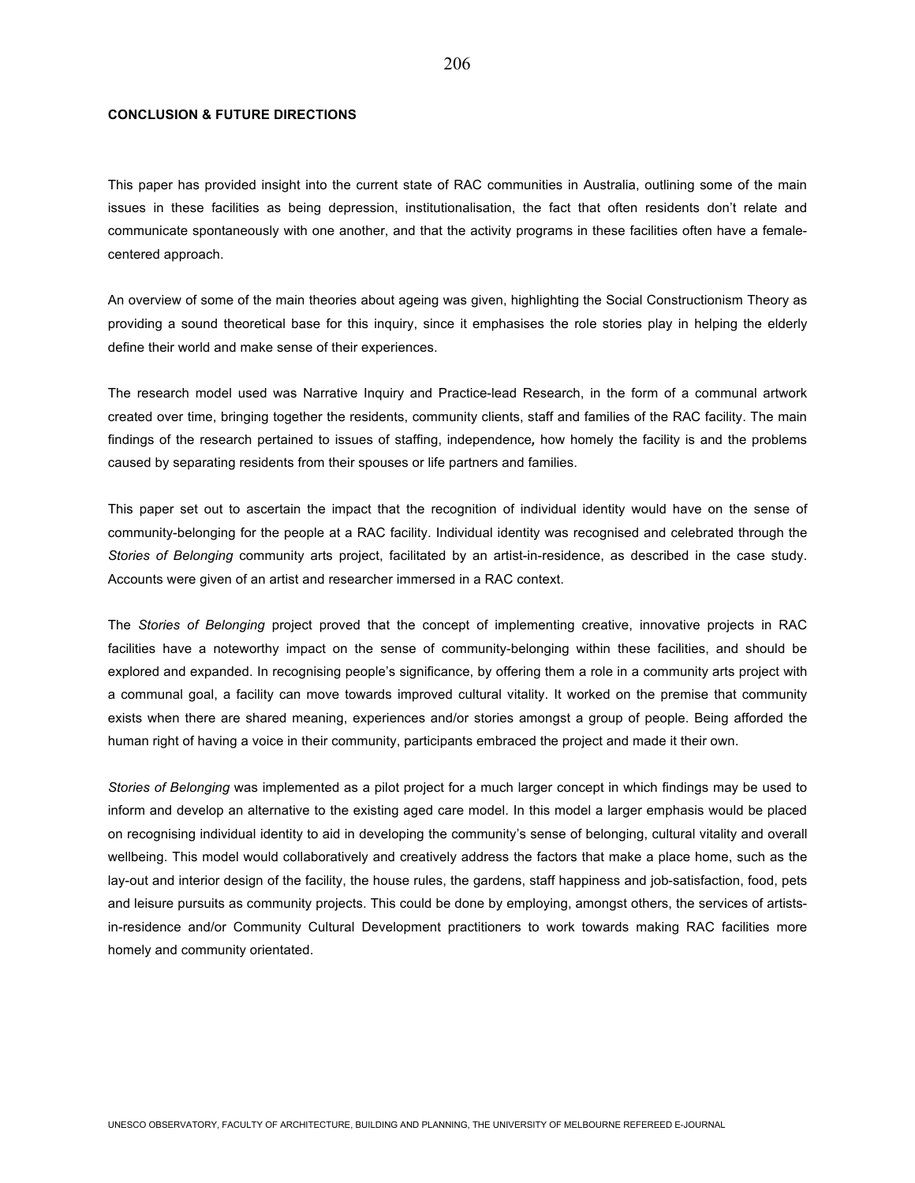**CONCLUSION & FUTURE DIRECTIONS**

This paper has provided insight into the current state of RAC communities in Australia, outlining some of the main issues in these facilities as being depression, institutionalisation, the fact that often residents don't relate and communicate spontaneously with one another, and that the activity programs in these facilities often have a female-centered approach.

An overview of some of the main theories about ageing was given, highlighting the Social Constructionism Theory as providing a sound theoretical base for this inquiry, since it emphasises the role stories play in helping the elderly define their world and make sense of their experiences.

The research model used was Narrative Inquiry and Practice-lead Research, in the form of a communal artwork created over time, bringing together the residents, community clients, staff and families of the RAC facility. The main findings of the research pertained to issues of staffing, independence*,* how homely the facility is and the problems caused by separating residents from their spouses or life partners and families.

This paper set out to ascertain the impact that the recognition of individual identity would have on the sense of community-belonging for the people at a RAC facility. Individual identity was recognised and celebrated through the *Stories of Belonging* community arts project, facilitated by an artist-in-residence, as described in the case study. Accounts were given of an artist and researcher immersed in a RAC context.

The *Stories of Belonging* project proved that the concept of implementing creative, innovative projects in RAC facilities have a noteworthy impact on the sense of community-belonging within these facilities, and should be explored and expanded. In recognising people's significance, by offering them a role in a community arts project with a communal goal, a facility can move towards improved cultural vitality. It worked on the premise that community exists when there are shared meaning, experiences and/or stories amongst a group of people. Being afforded the human right of having a voice in their community, participants embraced the project and made it their own.

*Stories of Belonging* was implemented as a pilot project for a much larger concept in which findings may be used to inform and develop an alternative to the existing aged care model. In this model a larger emphasis would be placed on recognising individual identity to aid in developing the community's sense of belonging, cultural vitality and overall wellbeing. This model would collaboratively and creatively address the factors that make a place home, such as the lay-out and interior design of the facility, the house rules, the gardens, staff happiness and job-satisfaction, food, pets and leisure pursuits as community projects. This could be done by employing, amongst others, the services of artists-in-residence and/or Community Cultural Development practitioners to work towards making RAC facilities more homely and community orientated.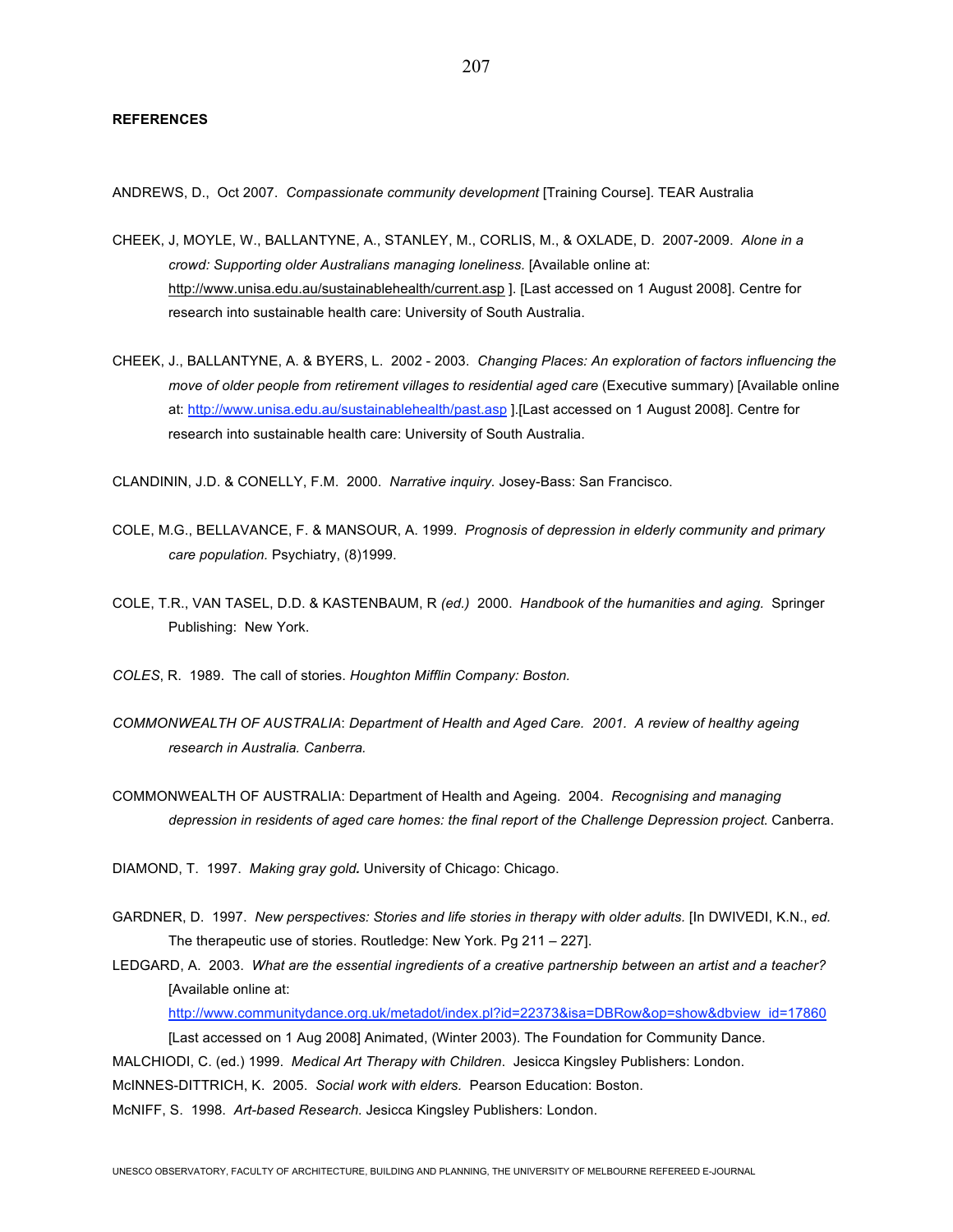**REFERENCES**

ANDREWS, D., Oct 2007. *Compassionate community development* [Training Course]. TEAR Australia

CHEEK, J, MOYLE, W., BALLANTYNE, A., STANLEY, M., CORLIS, M., & OXLADE, D. 2007-2009. *Alone in a crowd: Supporting older Australians managing loneliness.* [Available online at: http://www.unisa.edu.au/sustainablehealth/current.asp ]. [Last accessed on 1 August 2008]. Centre for research into sustainable health care: University of South Australia.

CHEEK, J., BALLANTYNE, A. & BYERS, L. 2002 - 2003. *Changing Places: An exploration of factors influencing the move of older people from retirement villages to residential aged care* (Executive summary) [Available online at: http://www.unisa.edu.au/sustainablehealth/past.asp ].[Last accessed on 1 August 2008]. Centre for research into sustainable health care: University of South Australia.

CLANDININ, J.D. & CONELLY, F.M. 2000. *Narrative inquiry.* Josey-Bass: San Francisco.

COLE, M.G., BELLAVANCE, F. & MANSOUR, A. 1999. *Prognosis of depression in elderly community and primary care population.* Psychiatry, (8)1999.

COLE, T.R., VAN TASEL, D.D. & KASTENBAUM, R *(ed.)* 2000. *Handbook of the humanities and aging.* Springer Publishing: New York.

*COLES*, R. 1989. The call of stories. *Houghton Mifflin Company: Boston.*

*COMMONWEALTH OF AUSTRALIA*: *Department of Health and Aged Care. 2001. A review of healthy ageing research in Australia. Canberra.*

COMMONWEALTH OF AUSTRALIA: Department of Health and Ageing. 2004. *Recognising and managing depression in residents of aged care homes: the final report of the Challenge Depression project.* Canberra.

DIAMOND, T. 1997. *Making gray gold.* University of Chicago: Chicago.

GARDNER, D. 1997. *New perspectives: Stories and life stories in therapy with older adults.* [In DWIVEDI, K.N., *ed.* The therapeutic use of stories. Routledge: New York. Pg 211 – 227].

LEDGARD, A. 2003. *What are the essential ingredients of a creative partnership between an artist and a teacher?* [Available online at: http://www.communitydance.org.uk/metadot/index.pl?id=22373&isa=DBRow&op=show&dbview_id=17860 [Last accessed on 1 Aug 2008] Animated, (Winter 2003). The Foundation for Community Dance.

MALCHIODI, C. (ed.) 1999. *Medical Art Therapy with Children*. Jesicca Kingsley Publishers: London.

McINNES-DITTRICH, K. 2005. *Social work with elders.* Pearson Education: Boston.

McNIFF, S. 1998. *Art-based Research.* Jesicca Kingsley Publishers: London.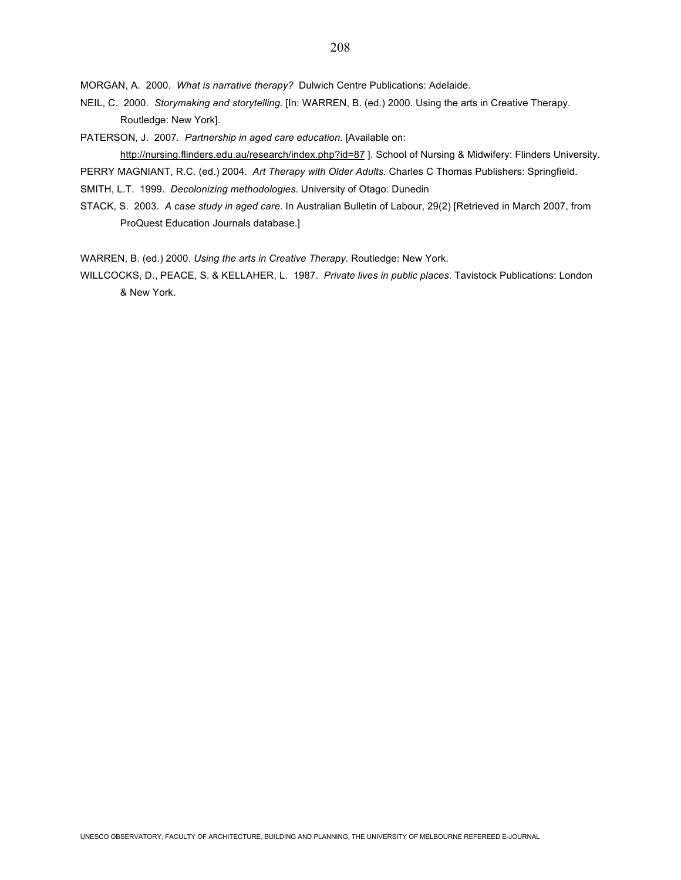MORGAN, A. 2000. *What is narrative therapy?* Dulwich Centre Publications: Adelaide.

NEIL, C. 2000. *Storymaking and storytelling.* [In: WARREN, B. (ed.) 2000. Using the arts in Creative Therapy. Routledge: New York].

PATERSON, J. 2007*. Partnership in aged care education.* [Available on: http://nursing.flinders.edu.au/research/index.php?id=87 ]. School of Nursing & Midwifery: Flinders University.

PERRY MAGNIANT, R.C. (ed.) 2004. *Art Therapy with Older Adults.* Charles C Thomas Publishers: Springfield.

SMITH, L.T. 1999. *Decolonizing methodologies*. University of Otago: Dunedin

STACK, S. 2003. *A case study in aged care.* In Australian Bulletin of Labour, 29(2) [Retrieved in March 2007, from ProQuest Education Journals database.]

WARREN, B. (ed.) 2000. *Using the arts in Creative Therapy*. Routledge: New York.

WILLCOCKS, D., PEACE, S. & KELLAHER, L. 1987. *Private lives in public places.* Tavistock Publications: London & New York.